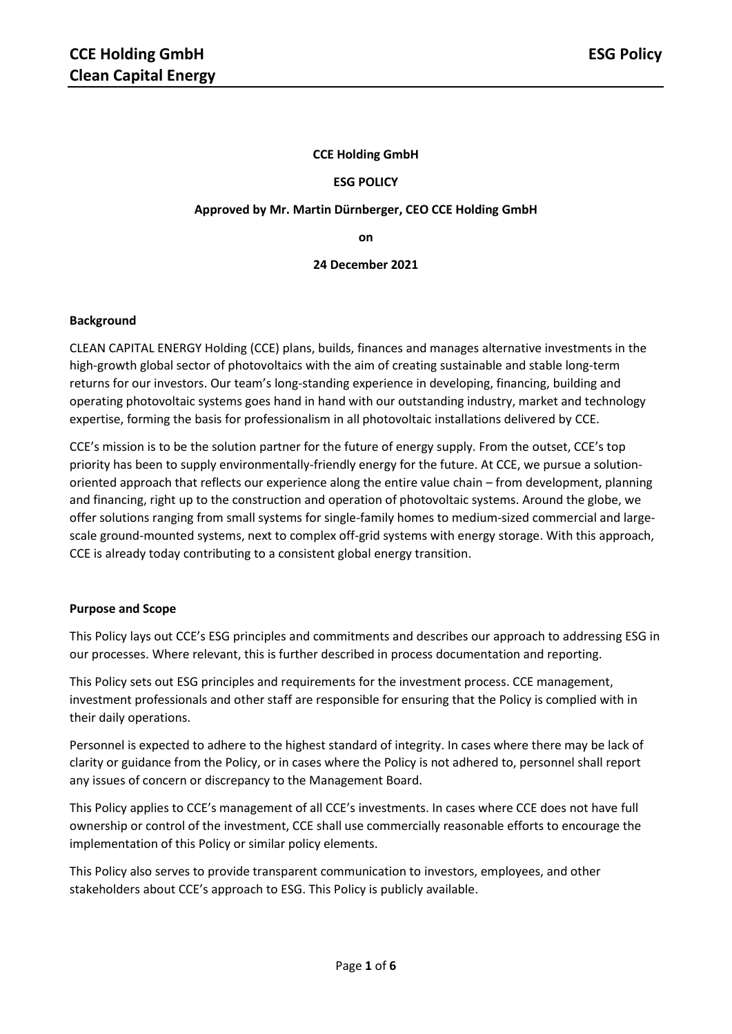**CCE Holding GmbH**

**ESG POLICY**

**Approved by Mr. Martin Dürnberger, CEO CCE Holding GmbH**

**on**

**24 December 2021**

## Background

CLEAN CAPITAL ENERGY Holding (CCE) plans, builds, finances and manages alternative investments in the high-growth global sector of photovoltaics with the aim of creating sustainable and stable long-term returns for our investors. Our team's long-standing experience in developing, financing, building and operating photovoltaic systems goes hand in hand with our outstanding industry, market and technology expertise, forming the basis for professionalism in all photovoltaic installations delivered by CCE.

CCE's mission is to be the solution partner for the future of energy supply. From the outset, CCE's top priority has been to supply environmentally-friendly energy for the future. At CCE, we pursue a solution-oriented approach that reflects our experience along the entire value chain – from development, planning and financing, right up to the construction and operation of photovoltaic systems. Around the globe, we offer solutions ranging from small systems for single-family homes to medium-sized commercial and large-scale ground-mounted systems, next to complex off-grid systems with energy storage. With this approach, CCE is already today contributing to a consistent global energy transition.

## Purpose and Scope

This Policy lays out CCE's ESG principles and commitments and describes our approach to addressing ESG in our processes. Where relevant, this is further described in process documentation and reporting.

This Policy sets out ESG principles and requirements for the investment process. CCE management, investment professionals and other staff are responsible for ensuring that the Policy is complied with in their daily operations.

Personnel is expected to adhere to the highest standard of integrity. In cases where there may be lack of clarity or guidance from the Policy, or in cases where the Policy is not adhered to, personnel shall report any issues of concern or discrepancy to the Management Board.

This Policy applies to CCE's management of all CCE's investments. In cases where CCE does not have full ownership or control of the investment, CCE shall use commercially reasonable efforts to encourage the implementation of this Policy or similar policy elements.

This Policy also serves to provide transparent communication to investors, employees, and other stakeholders about CCE's approach to ESG. This Policy is publicly available.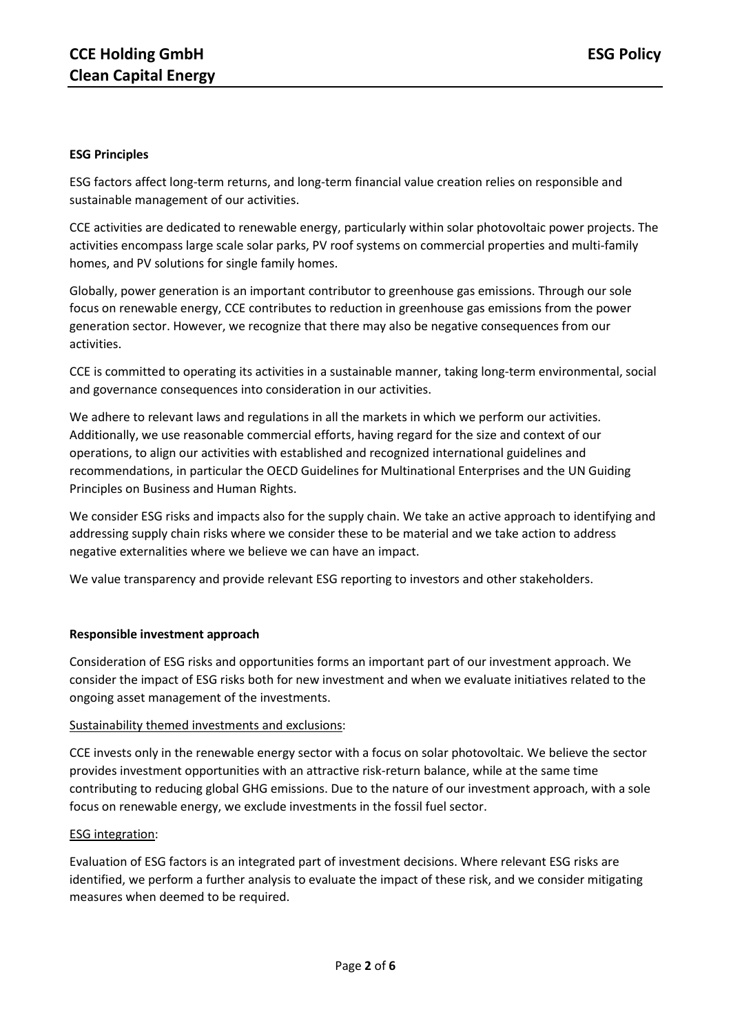**ESG Principles**

ESG factors affect long-term returns, and long-term financial value creation relies on responsible and sustainable management of our activities.

CCE activities are dedicated to renewable energy, particularly within solar photovoltaic power projects. The activities encompass large scale solar parks, PV roof systems on commercial properties and multi-family homes, and PV solutions for single family homes.

Globally, power generation is an important contributor to greenhouse gas emissions. Through our sole focus on renewable energy, CCE contributes to reduction in greenhouse gas emissions from the power generation sector. However, we recognize that there may also be negative consequences from our activities.

CCE is committed to operating its activities in a sustainable manner, taking long-term environmental, social and governance consequences into consideration in our activities.

We adhere to relevant laws and regulations in all the markets in which we perform our activities. Additionally, we use reasonable commercial efforts, having regard for the size and context of our operations, to align our activities with established and recognized international guidelines and recommendations, in particular the OECD Guidelines for Multinational Enterprises and the UN Guiding Principles on Business and Human Rights.

We consider ESG risks and impacts also for the supply chain. We take an active approach to identifying and addressing supply chain risks where we consider these to be material and we take action to address negative externalities where we believe we can have an impact.

We value transparency and provide relevant ESG reporting to investors and other stakeholders.

**Responsible investment approach**

Consideration of ESG risks and opportunities forms an important part of our investment approach. We consider the impact of ESG risks both for new investment and when we evaluate initiatives related to the ongoing asset management of the investments.

Sustainability themed investments and exclusions:

CCE invests only in the renewable energy sector with a focus on solar photovoltaic. We believe the sector provides investment opportunities with an attractive risk-return balance, while at the same time contributing to reducing global GHG emissions. Due to the nature of our investment approach, with a sole focus on renewable energy, we exclude investments in the fossil fuel sector.

ESG integration:

Evaluation of ESG factors is an integrated part of investment decisions. Where relevant ESG risks are identified, we perform a further analysis to evaluate the impact of these risk, and we consider mitigating measures when deemed to be required.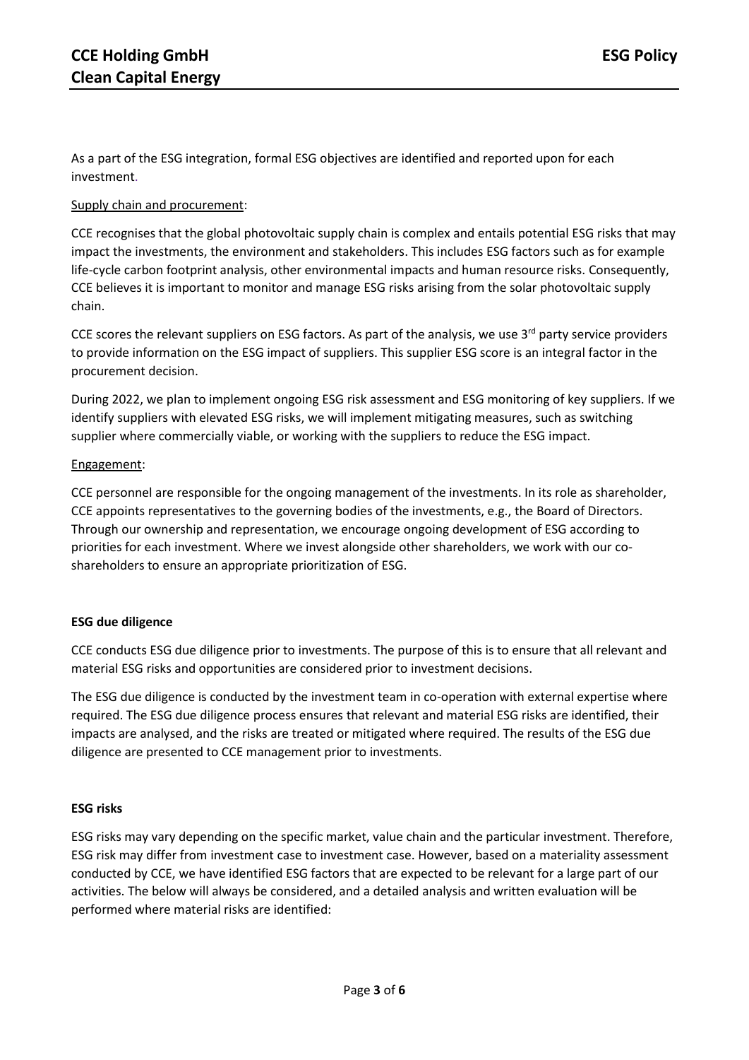As a part of the ESG integration, formal ESG objectives are identified and reported upon for each investment.

Supply chain and procurement:

CCE recognises that the global photovoltaic supply chain is complex and entails potential ESG risks that may impact the investments, the environment and stakeholders. This includes ESG factors such as for example life-cycle carbon footprint analysis, other environmental impacts and human resource risks. Consequently, CCE believes it is important to monitor and manage ESG risks arising from the solar photovoltaic supply chain.

CCE scores the relevant suppliers on ESG factors. As part of the analysis, we use 3rd party service providers to provide information on the ESG impact of suppliers. This supplier ESG score is an integral factor in the procurement decision.

During 2022, we plan to implement ongoing ESG risk assessment and ESG monitoring of key suppliers. If we identify suppliers with elevated ESG risks, we will implement mitigating measures, such as switching supplier where commercially viable, or working with the suppliers to reduce the ESG impact.

Engagement:

CCE personnel are responsible for the ongoing management of the investments. In its role as shareholder, CCE appoints representatives to the governing bodies of the investments, e.g., the Board of Directors. Through our ownership and representation, we encourage ongoing development of ESG according to priorities for each investment. Where we invest alongside other shareholders, we work with our co-shareholders to ensure an appropriate prioritization of ESG.

**ESG due diligence**

CCE conducts ESG due diligence prior to investments. The purpose of this is to ensure that all relevant and material ESG risks and opportunities are considered prior to investment decisions.

The ESG due diligence is conducted by the investment team in co-operation with external expertise where required. The ESG due diligence process ensures that relevant and material ESG risks are identified, their impacts are analysed, and the risks are treated or mitigated where required. The results of the ESG due diligence are presented to CCE management prior to investments.

**ESG risks**

ESG risks may vary depending on the specific market, value chain and the particular investment. Therefore, ESG risk may differ from investment case to investment case. However, based on a materiality assessment conducted by CCE, we have identified ESG factors that are expected to be relevant for a large part of our activities. The below will always be considered, and a detailed analysis and written evaluation will be performed where material risks are identified: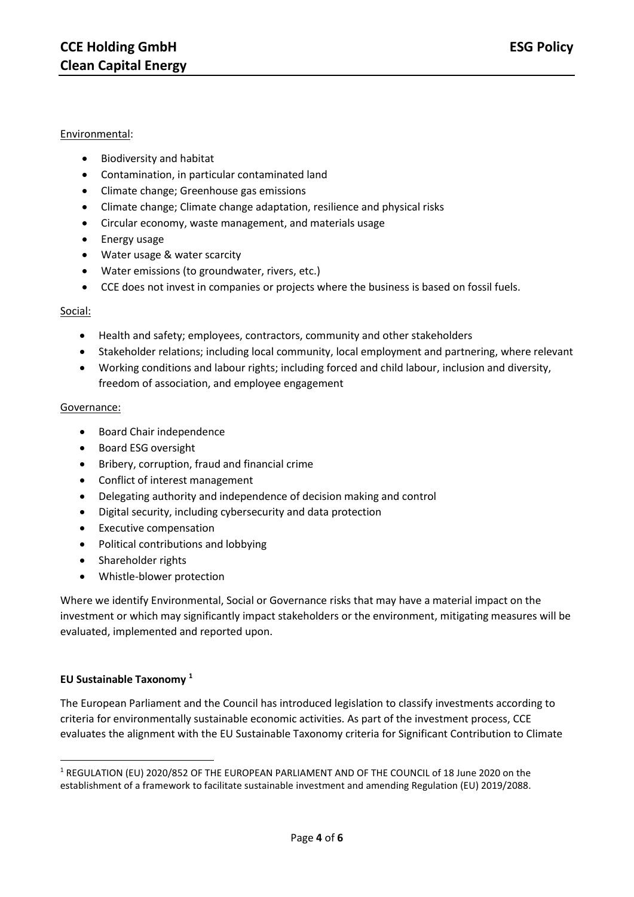Environmental:

- Biodiversity and habitat
- Contamination, in particular contaminated land
- Climate change; Greenhouse gas emissions
- Climate change; Climate change adaptation, resilience and physical risks
- Circular economy, waste management, and materials usage
- Energy usage
- Water usage & water scarcity
- Water emissions (to groundwater, rivers, etc.)
- CCE does not invest in companies or projects where the business is based on fossil fuels.

Social:

- Health and safety; employees, contractors, community and other stakeholders
- Stakeholder relations; including local community, local employment and partnering, where relevant
- Working conditions and labour rights; including forced and child labour, inclusion and diversity, freedom of association, and employee engagement

Governance:

- Board Chair independence
- Board ESG oversight
- Bribery, corruption, fraud and financial crime
- Conflict of interest management
- Delegating authority and independence of decision making and control
- Digital security, including cybersecurity and data protection
- Executive compensation
- Political contributions and lobbying
- Shareholder rights
- Whistle-blower protection

Where we identify Environmental, Social or Governance risks that may have a material impact on the investment or which may significantly impact stakeholders or the environment, mitigating measures will be evaluated, implemented and reported upon.

**EU Sustainable Taxonomy [1]**

The European Parliament and the Council has introduced legislation to classify investments according to criteria for environmentally sustainable economic activities. As part of the investment process, CCE evaluates the alignment with the EU Sustainable Taxonomy criteria for Significant Contribution to Climate

[1] REGULATION (EU) 2020/852 OF THE EUROPEAN PARLIAMENT AND OF THE COUNCIL of 18 June 2020 on the establishment of a framework to facilitate sustainable investment and amending Regulation (EU) 2019/2088.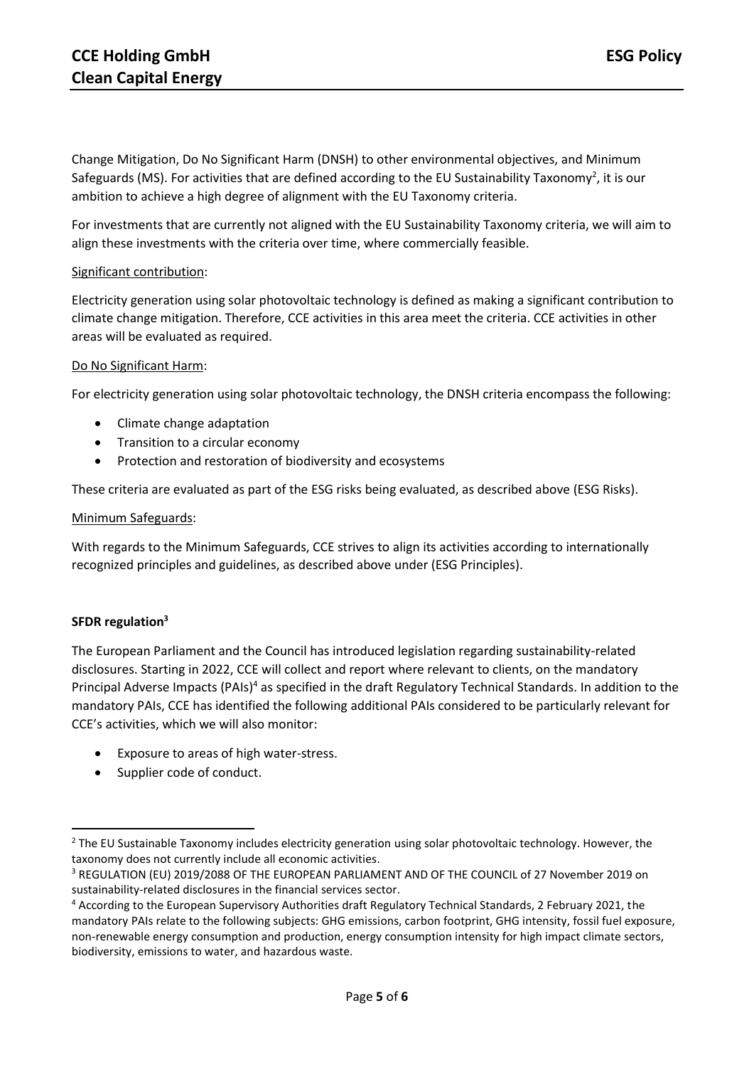Change Mitigation, Do No Significant Harm (DNSH) to other environmental objectives, and Minimum Safeguards (MS). For activities that are defined according to the EU Sustainability Taxonomy[2], it is our ambition to achieve a high degree of alignment with the EU Taxonomy criteria.

For investments that are currently not aligned with the EU Sustainability Taxonomy criteria, we will aim to align these investments with the criteria over time, where commercially feasible.

Significant contribution:

Electricity generation using solar photovoltaic technology is defined as making a significant contribution to climate change mitigation. Therefore, CCE activities in this area meet the criteria. CCE activities in other areas will be evaluated as required.

Do No Significant Harm:

For electricity generation using solar photovoltaic technology, the DNSH criteria encompass the following:

- Climate change adaptation
- Transition to a circular economy
- Protection and restoration of biodiversity and ecosystems

These criteria are evaluated as part of the ESG risks being evaluated, as described above (ESG Risks).

Minimum Safeguards:

With regards to the Minimum Safeguards, CCE strives to align its activities according to internationally recognized principles and guidelines, as described above under (ESG Principles).

**SFDR regulation[3]**

The European Parliament and the Council has introduced legislation regarding sustainability-related disclosures. Starting in 2022, CCE will collect and report where relevant to clients, on the mandatory Principal Adverse Impacts (PAIs)[4] as specified in the draft Regulatory Technical Standards. In addition to the mandatory PAIs, CCE has identified the following additional PAIs considered to be particularly relevant for CCE's activities, which we will also monitor:

- Exposure to areas of high water-stress.
- Supplier code of conduct.

[2] The EU Sustainable Taxonomy includes electricity generation using solar photovoltaic technology. However, the taxonomy does not currently include all economic activities.

[3] REGULATION (EU) 2019/2088 OF THE EUROPEAN PARLIAMENT AND OF THE COUNCIL of 27 November 2019 on sustainability-related disclosures in the financial services sector.

[4] According to the European Supervisory Authorities draft Regulatory Technical Standards, 2 February 2021, the mandatory PAIs relate to the following subjects: GHG emissions, carbon footprint, GHG intensity, fossil fuel exposure, non-renewable energy consumption and production, energy consumption intensity for high impact climate sectors, biodiversity, emissions to water, and hazardous waste.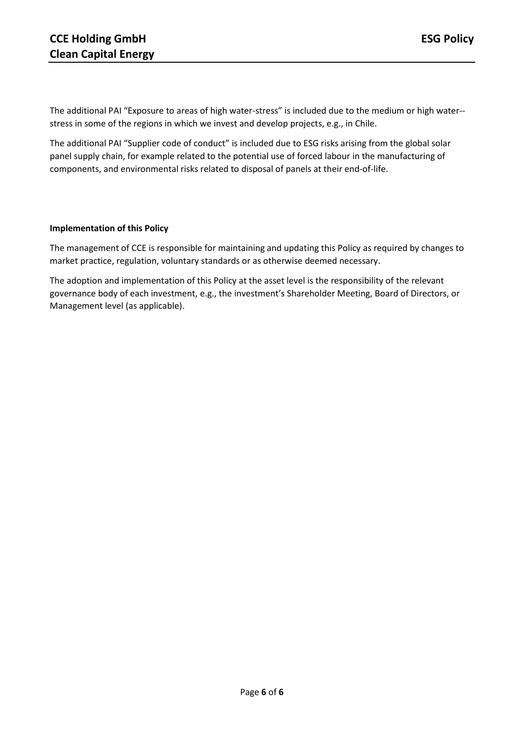The additional PAI "Exposure to areas of high water-stress" is included due to the medium or high water--stress in some of the regions in which we invest and develop projects, e.g., in Chile.

The additional PAI "Supplier code of conduct" is included due to ESG risks arising from the global solar panel supply chain, for example related to the potential use of forced labour in the manufacturing of components, and environmental risks related to disposal of panels at their end-of-life.

**Implementation of this Policy**

The management of CCE is responsible for maintaining and updating this Policy as required by changes to market practice, regulation, voluntary standards or as otherwise deemed necessary.

The adoption and implementation of this Policy at the asset level is the responsibility of the relevant governance body of each investment, e.g., the investment's Shareholder Meeting, Board of Directors, or Management level (as applicable).